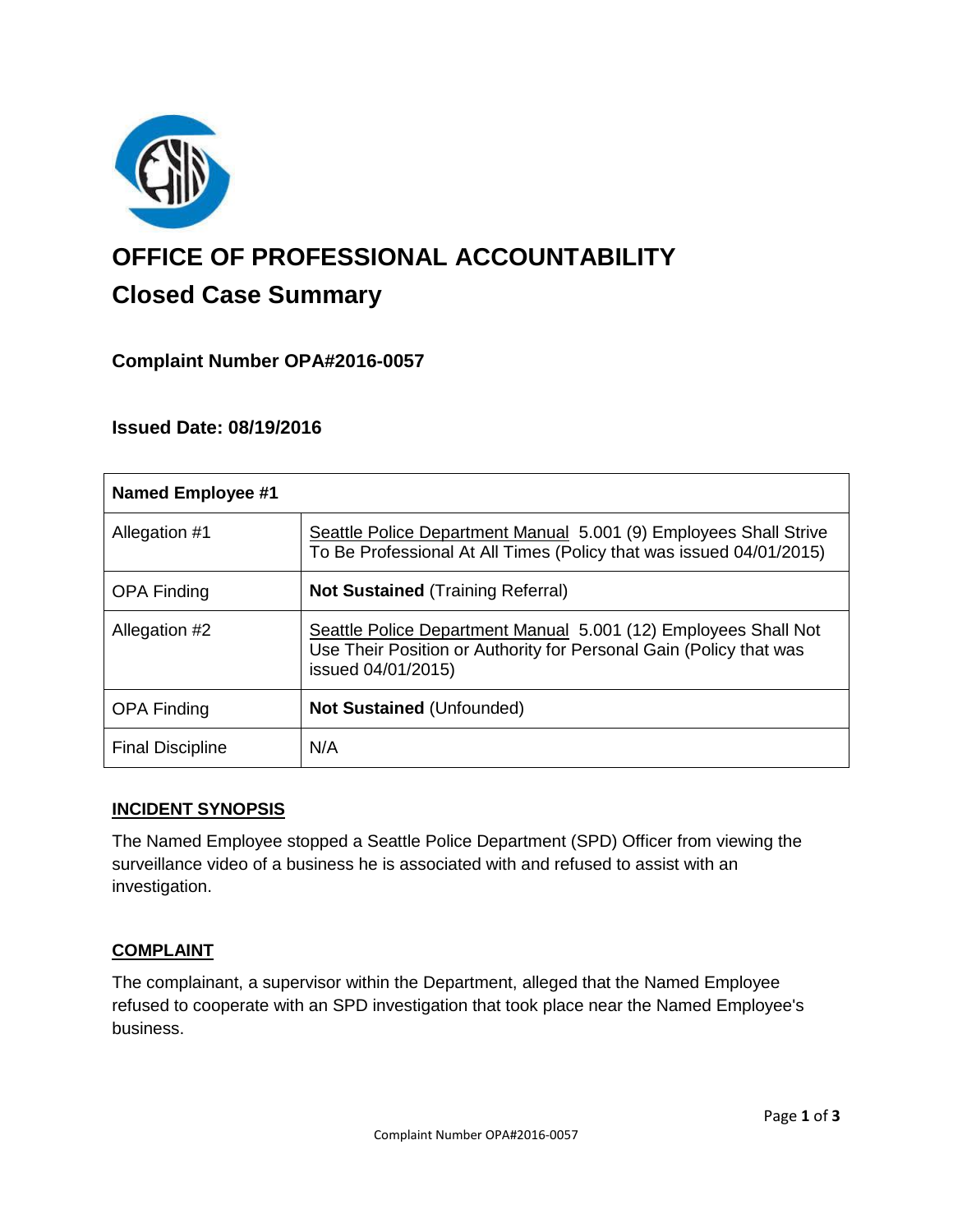# OFFICE OF PROFESSIONAL ACCOUNTABILITY

## Closed Case Summary

### Complaint Number OPA#2016-0057

### Issued Date: 08/19/2016

| Named Employee #1 | |
|---|---|
| Allegation #1 | Seattle Police Department Manual 5.001 (9) Employees Shall Strive To Be Professional At All Times (Policy that was issued 04/01/2015) |
| OPA Finding | **Not Sustained** (Training Referral) |
| Allegation #2 | Seattle Police Department Manual 5.001 (12) Employees Shall Not Use Their Position or Authority for Personal Gain (Policy that was issued 04/01/2015) |
| OPA Finding | **Not Sustained** (Unfounded) |
| Final Discipline | N/A |

**INCIDENT SYNOPSIS**

The Named Employee stopped a Seattle Police Department (SPD) Officer from viewing the surveillance video of a business he is associated with and refused to assist with an investigation.

**COMPLAINT**

The complainant, a supervisor within the Department, alleged that the Named Employee refused to cooperate with an SPD investigation that took place near the Named Employee's business.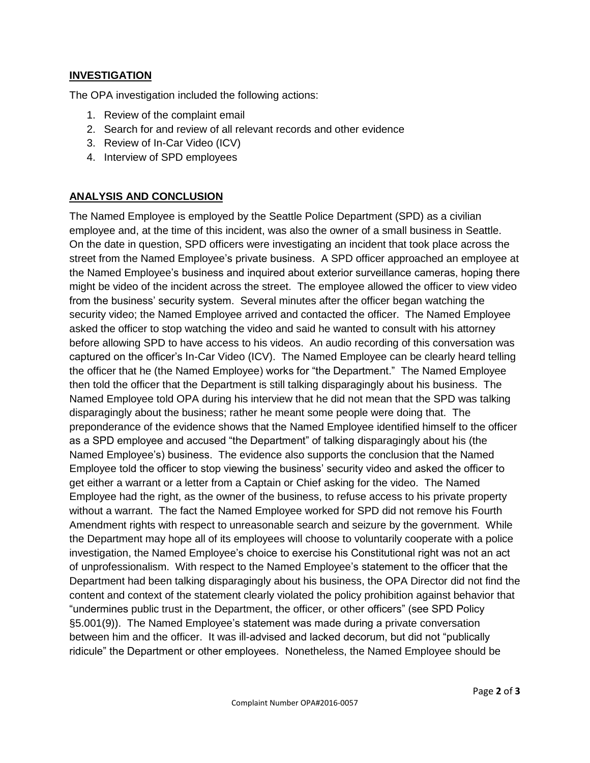## INVESTIGATION

The OPA investigation included the following actions:

1. Review of the complaint email
2. Search for and review of all relevant records and other evidence
3. Review of In-Car Video (ICV)
4. Interview of SPD employees

## ANALYSIS AND CONCLUSION

The Named Employee is employed by the Seattle Police Department (SPD) as a civilian employee and, at the time of this incident, was also the owner of a small business in Seattle. On the date in question, SPD officers were investigating an incident that took place across the street from the Named Employee's private business. A SPD officer approached an employee at the Named Employee's business and inquired about exterior surveillance cameras, hoping there might be video of the incident across the street. The employee allowed the officer to view video from the business' security system. Several minutes after the officer began watching the security video; the Named Employee arrived and contacted the officer. The Named Employee asked the officer to stop watching the video and said he wanted to consult with his attorney before allowing SPD to have access to his videos. An audio recording of this conversation was captured on the officer's In-Car Video (ICV). The Named Employee can be clearly heard telling the officer that he (the Named Employee) works for "the Department." The Named Employee then told the officer that the Department is still talking disparagingly about his business. The Named Employee told OPA during his interview that he did not mean that the SPD was talking disparagingly about the business; rather he meant some people were doing that. The preponderance of the evidence shows that the Named Employee identified himself to the officer as a SPD employee and accused "the Department" of talking disparagingly about his (the Named Employee's) business. The evidence also supports the conclusion that the Named Employee told the officer to stop viewing the business' security video and asked the officer to get either a warrant or a letter from a Captain or Chief asking for the video. The Named Employee had the right, as the owner of the business, to refuse access to his private property without a warrant. The fact the Named Employee worked for SPD did not remove his Fourth Amendment rights with respect to unreasonable search and seizure by the government. While the Department may hope all of its employees will choose to voluntarily cooperate with a police investigation, the Named Employee's choice to exercise his Constitutional right was not an act of unprofessionalism. With respect to the Named Employee's statement to the officer that the Department had been talking disparagingly about his business, the OPA Director did not find the content and context of the statement clearly violated the policy prohibition against behavior that "undermines public trust in the Department, the officer, or other officers" (see SPD Policy §5.001(9)). The Named Employee's statement was made during a private conversation between him and the officer. It was ill-advised and lacked decorum, but did not "publically ridicule" the Department or other employees. Nonetheless, the Named Employee should be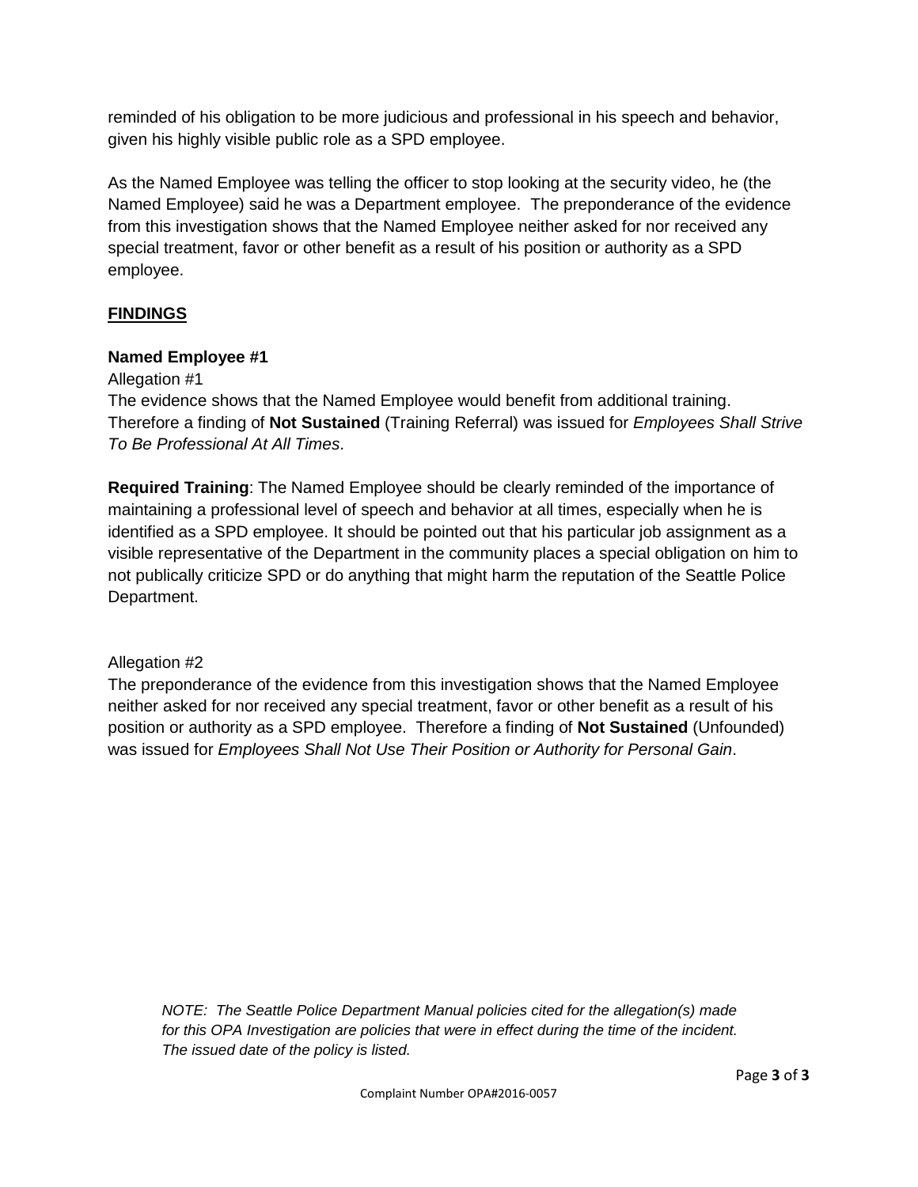reminded of his obligation to be more judicious and professional in his speech and behavior, given his highly visible public role as a SPD employee.

As the Named Employee was telling the officer to stop looking at the security video, he (the Named Employee) said he was a Department employee. The preponderance of the evidence from this investigation shows that the Named Employee neither asked for nor received any special treatment, favor or other benefit as a result of his position or authority as a SPD employee.

## FINDINGS

**Named Employee #1**

Allegation #1
The evidence shows that the Named Employee would benefit from additional training. Therefore a finding of **Not Sustained** (Training Referral) was issued for *Employees Shall Strive To Be Professional At All Times*.

**Required Training**: The Named Employee should be clearly reminded of the importance of maintaining a professional level of speech and behavior at all times, especially when he is identified as a SPD employee. It should be pointed out that his particular job assignment as a visible representative of the Department in the community places a special obligation on him to not publically criticize SPD or do anything that might harm the reputation of the Seattle Police Department.

Allegation #2
The preponderance of the evidence from this investigation shows that the Named Employee neither asked for nor received any special treatment, favor or other benefit as a result of his position or authority as a SPD employee. Therefore a finding of **Not Sustained** (Unfounded) was issued for *Employees Shall Not Use Their Position or Authority for Personal Gain*.

*NOTE: The Seattle Police Department Manual policies cited for the allegation(s) made for this OPA Investigation are policies that were in effect during the time of the incident. The issued date of the policy is listed.*

Complaint Number OPA#2016-0057